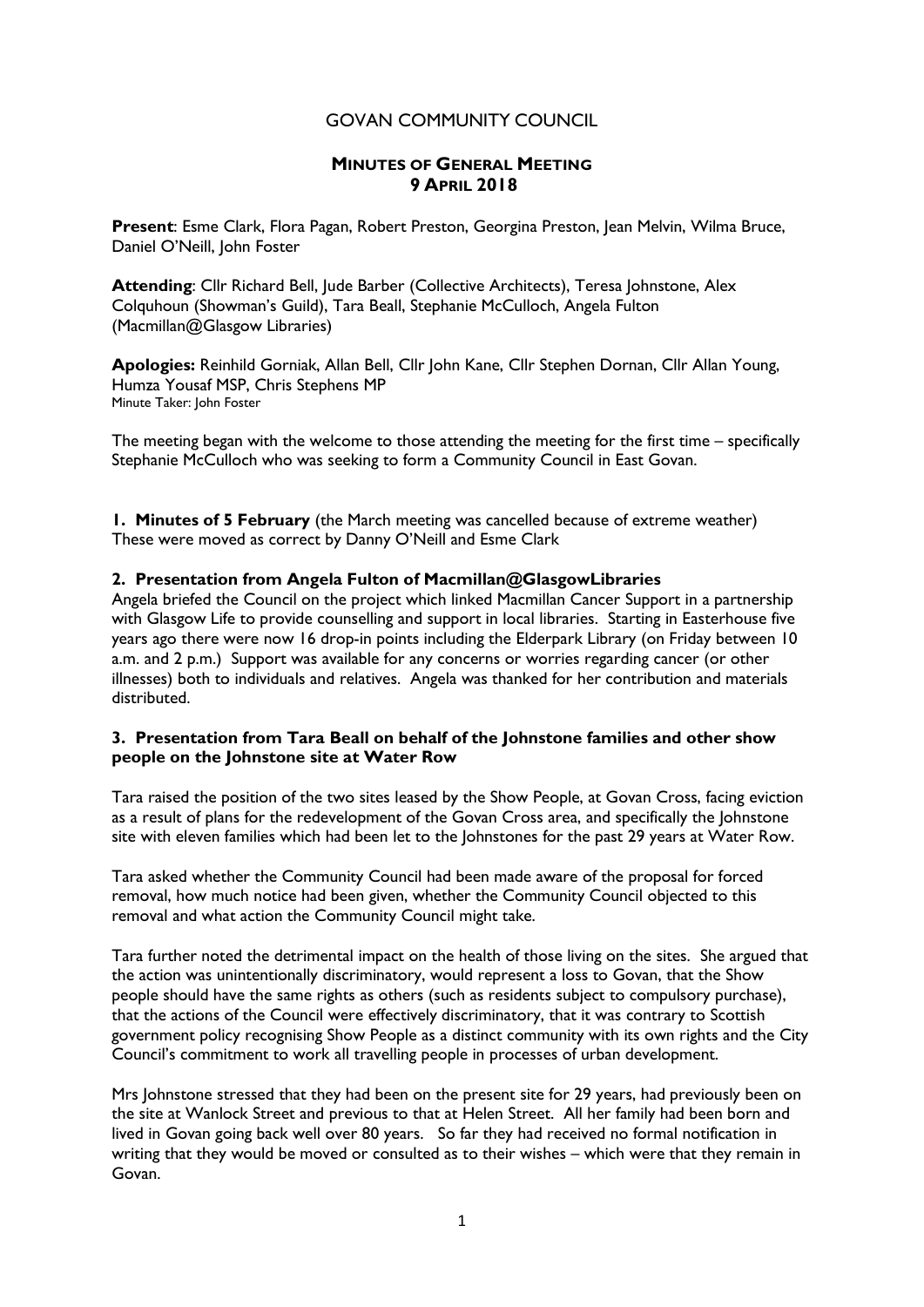# GOVAN COMMUNITY COUNCIL

## MINUTES OF GENERAL MEETING
## 9 APRIL 2018

**Present**: Esme Clark, Flora Pagan, Robert Preston, Georgina Preston, Jean Melvin, Wilma Bruce, Daniel O'Neill, John Foster

**Attending**: Cllr Richard Bell, Jude Barber (Collective Architects), Teresa Johnstone, Alex Colquhoun (Showman's Guild), Tara Beall, Stephanie McCulloch, Angela Fulton (Macmillan@Glasgow Libraries)

**Apologies:** Reinhild Gorniak, Allan Bell, Cllr John Kane, Cllr Stephen Dornan, Cllr Allan Young, Humza Yousaf MSP, Chris Stephens MP

Minute Taker: John Foster

The meeting began with the welcome to those attending the meeting for the first time – specifically Stephanie McCulloch who was seeking to form a Community Council in East Govan.

**1. Minutes of 5 February** (the March meeting was cancelled because of extreme weather)
These were moved as correct by Danny O'Neill and Esme Clark

**2. Presentation from Angela Fulton of Macmillan@GlasgowLibraries**

Angela briefed the Council on the project which linked Macmillan Cancer Support in a partnership with Glasgow Life to provide counselling and support in local libraries. Starting in Easterhouse five years ago there were now 16 drop-in points including the Elderpark Library (on Friday between 10 a.m. and 2 p.m.) Support was available for any concerns or worries regarding cancer (or other illnesses) both to individuals and relatives. Angela was thanked for her contribution and materials distributed.

**3. Presentation from Tara Beall on behalf of the Johnstone families and other show people on the Johnstone site at Water Row**

Tara raised the position of the two sites leased by the Show People, at Govan Cross, facing eviction as a result of plans for the redevelopment of the Govan Cross area, and specifically the Johnstone site with eleven families which had been let to the Johnstones for the past 29 years at Water Row.

Tara asked whether the Community Council had been made aware of the proposal for forced removal, how much notice had been given, whether the Community Council objected to this removal and what action the Community Council might take.

Tara further noted the detrimental impact on the health of those living on the sites. She argued that the action was unintentionally discriminatory, would represent a loss to Govan, that the Show people should have the same rights as others (such as residents subject to compulsory purchase), that the actions of the Council were effectively discriminatory, that it was contrary to Scottish government policy recognising Show People as a distinct community with its own rights and the City Council's commitment to work all travelling people in processes of urban development.

Mrs Johnstone stressed that they had been on the present site for 29 years, had previously been on the site at Wanlock Street and previous to that at Helen Street. All her family had been born and lived in Govan going back well over 80 years. So far they had received no formal notification in writing that they would be moved or consulted as to their wishes – which were that they remain in Govan.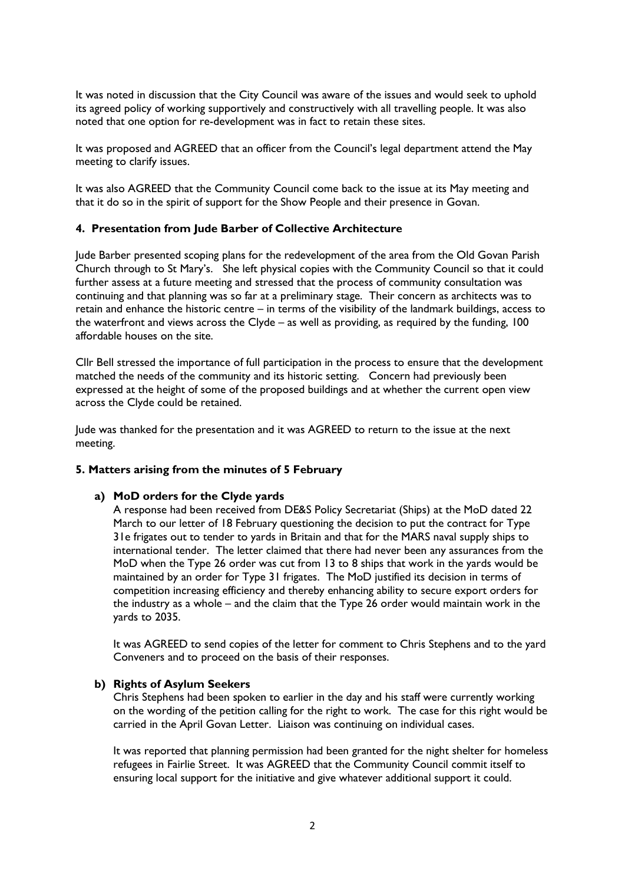It was noted in discussion that the City Council was aware of the issues and would seek to uphold its agreed policy of working supportively and constructively with all travelling people. It was also noted that one option for re-development was in fact to retain these sites.

It was proposed and AGREED that an officer from the Council's legal department attend the May meeting to clarify issues.

It was also AGREED that the Community Council come back to the issue at its May meeting and that it do so in the spirit of support for the Show People and their presence in Govan.

**4. Presentation from Jude Barber of Collective Architecture**

Jude Barber presented scoping plans for the redevelopment of the area from the Old Govan Parish Church through to St Mary's. She left physical copies with the Community Council so that it could further assess at a future meeting and stressed that the process of community consultation was continuing and that planning was so far at a preliminary stage. Their concern as architects was to retain and enhance the historic centre – in terms of the visibility of the landmark buildings, access to the waterfront and views across the Clyde – as well as providing, as required by the funding, 100 affordable houses on the site.

Cllr Bell stressed the importance of full participation in the process to ensure that the development matched the needs of the community and its historic setting. Concern had previously been expressed at the height of some of the proposed buildings and at whether the current open view across the Clyde could be retained.

Jude was thanked for the presentation and it was AGREED to return to the issue at the next meeting.

**5. Matters arising from the minutes of 5 February**

**a) MoD orders for the Clyde yards**

A response had been received from DE&S Policy Secretariat (Ships) at the MoD dated 22 March to our letter of 18 February questioning the decision to put the contract for Type 31e frigates out to tender to yards in Britain and that for the MARS naval supply ships to international tender. The letter claimed that there had never been any assurances from the MoD when the Type 26 order was cut from 13 to 8 ships that work in the yards would be maintained by an order for Type 31 frigates. The MoD justified its decision in terms of competition increasing efficiency and thereby enhancing ability to secure export orders for the industry as a whole – and the claim that the Type 26 order would maintain work in the yards to 2035.

It was AGREED to send copies of the letter for comment to Chris Stephens and to the yard Conveners and to proceed on the basis of their responses.

**b) Rights of Asylum Seekers**

Chris Stephens had been spoken to earlier in the day and his staff were currently working on the wording of the petition calling for the right to work. The case for this right would be carried in the April Govan Letter. Liaison was continuing on individual cases.

It was reported that planning permission had been granted for the night shelter for homeless refugees in Fairlie Street. It was AGREED that the Community Council commit itself to ensuring local support for the initiative and give whatever additional support it could.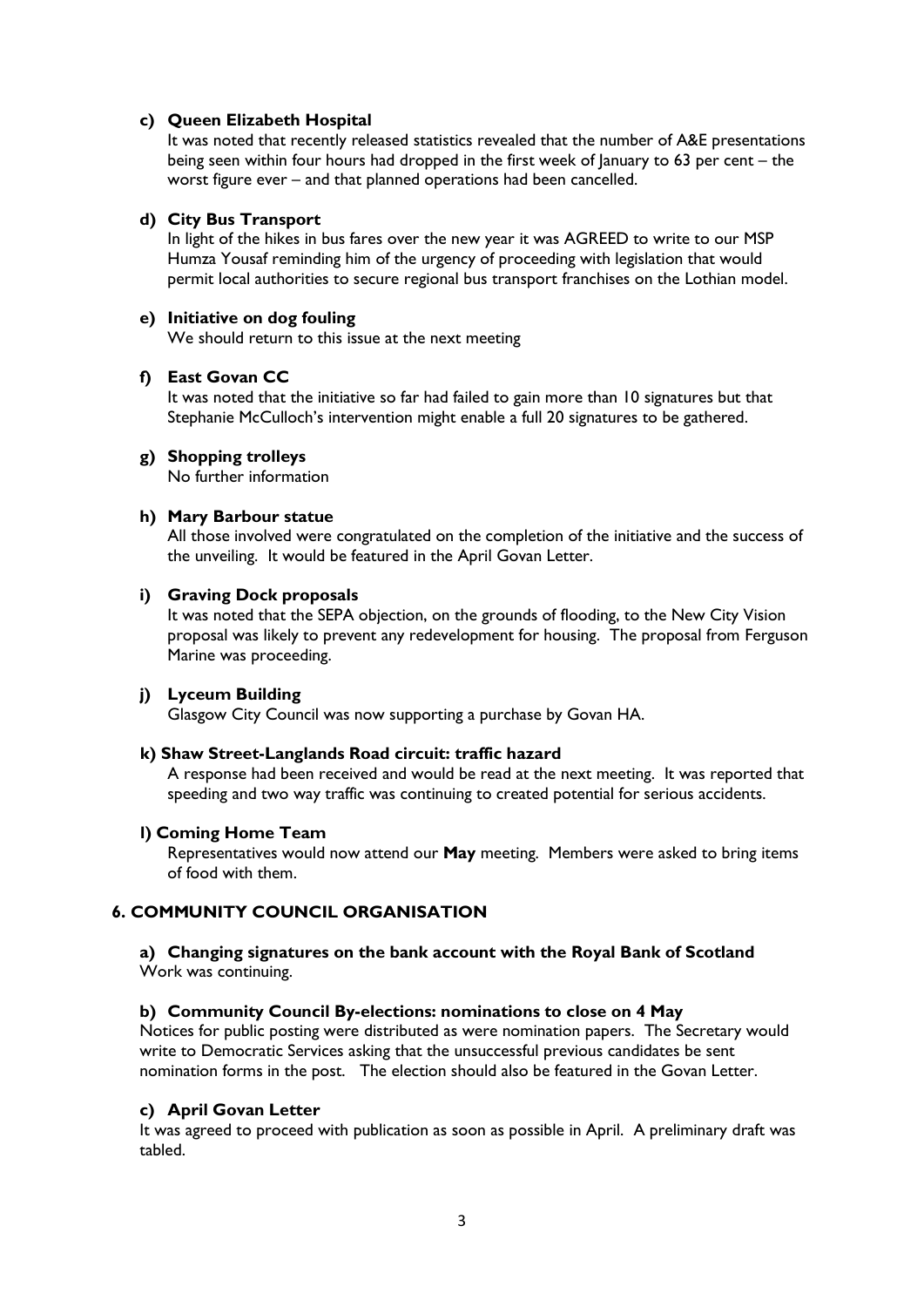**c) Queen Elizabeth Hospital**

It was noted that recently released statistics revealed that the number of A&E presentations being seen within four hours had dropped in the first week of January to 63 per cent – the worst figure ever – and that planned operations had been cancelled.

**d) City Bus Transport**

In light of the hikes in bus fares over the new year it was AGREED to write to our MSP Humza Yousaf reminding him of the urgency of proceeding with legislation that would permit local authorities to secure regional bus transport franchises on the Lothian model.

**e) Initiative on dog fouling**

We should return to this issue at the next meeting

**f) East Govan CC**

It was noted that the initiative so far had failed to gain more than 10 signatures but that Stephanie McCulloch's intervention might enable a full 20 signatures to be gathered.

**g) Shopping trolleys**

No further information

**h) Mary Barbour statue**

All those involved were congratulated on the completion of the initiative and the success of the unveiling. It would be featured in the April Govan Letter.

**i) Graving Dock proposals**

It was noted that the SEPA objection, on the grounds of flooding, to the New City Vision proposal was likely to prevent any redevelopment for housing. The proposal from Ferguson Marine was proceeding.

**j) Lyceum Building**

Glasgow City Council was now supporting a purchase by Govan HA.

**k) Shaw Street-Langlands Road circuit: traffic hazard**

A response had been received and would be read at the next meeting. It was reported that speeding and two way traffic was continuing to created potential for serious accidents.

**l) Coming Home Team**

Representatives would now attend our **May** meeting. Members were asked to bring items of food with them.

## 6. COMMUNITY COUNCIL ORGANISATION

**a) Changing signatures on the bank account with the Royal Bank of Scotland**

Work was continuing.

**b) Community Council By-elections: nominations to close on 4 May**

Notices for public posting were distributed as were nomination papers. The Secretary would write to Democratic Services asking that the unsuccessful previous candidates be sent nomination forms in the post. The election should also be featured in the Govan Letter.

**c) April Govan Letter**

It was agreed to proceed with publication as soon as possible in April. A preliminary draft was tabled.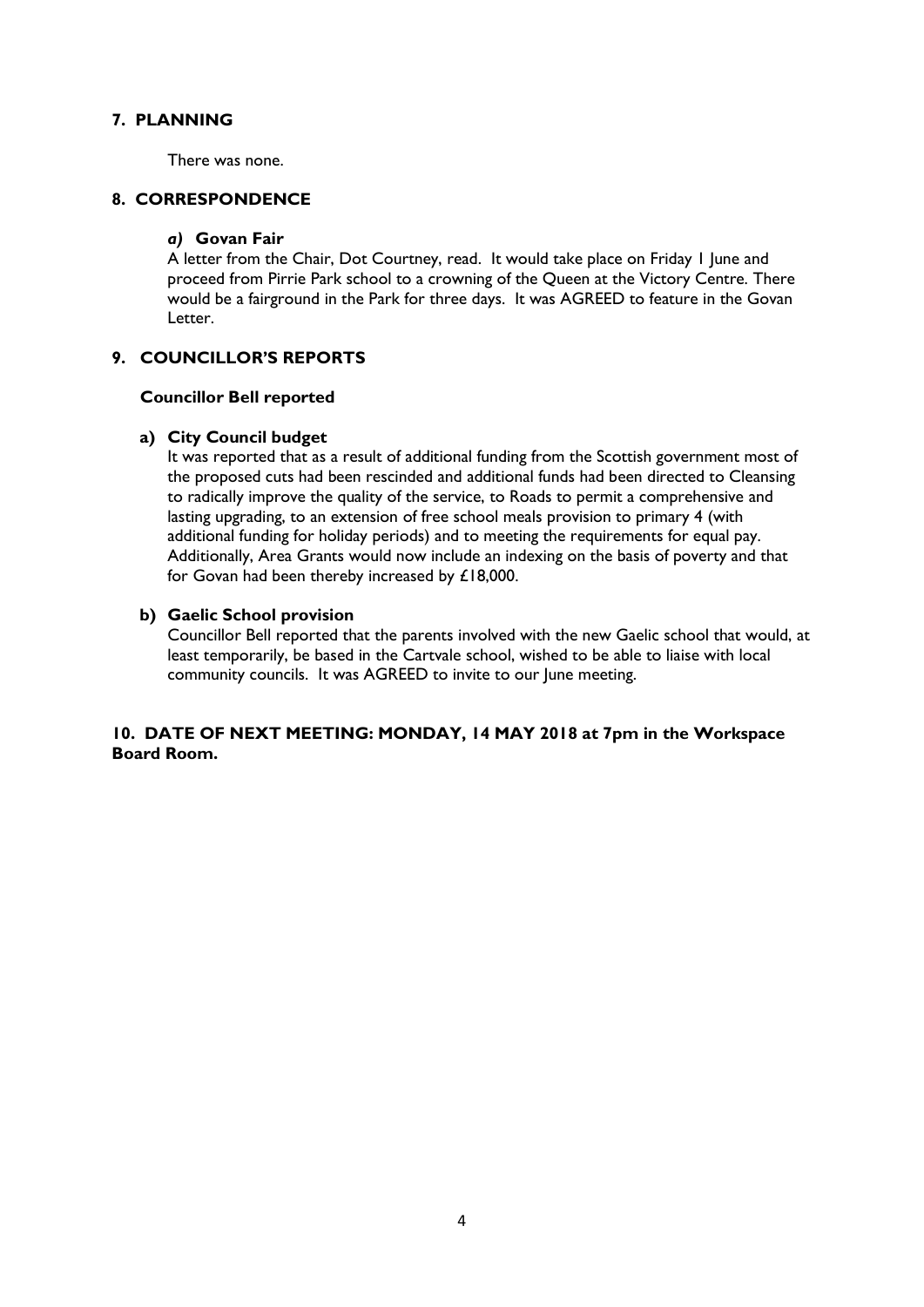## 7. PLANNING

There was none.

## 8. CORRESPONDENCE

### *a)* Govan Fair

A letter from the Chair, Dot Courtney, read. It would take place on Friday 1 June and proceed from Pirrie Park school to a crowning of the Queen at the Victory Centre. There would be a fairground in the Park for three days. It was AGREED to feature in the Govan Letter.

## 9. COUNCILLOR'S REPORTS

**Councillor Bell reported**

### a) City Council budget

It was reported that as a result of additional funding from the Scottish government most of the proposed cuts had been rescinded and additional funds had been directed to Cleansing to radically improve the quality of the service, to Roads to permit a comprehensive and lasting upgrading, to an extension of free school meals provision to primary 4 (with additional funding for holiday periods) and to meeting the requirements for equal pay. Additionally, Area Grants would now include an indexing on the basis of poverty and that for Govan had been thereby increased by £18,000.

### b) Gaelic School provision

Councillor Bell reported that the parents involved with the new Gaelic school that would, at least temporarily, be based in the Cartvale school, wished to be able to liaise with local community councils. It was AGREED to invite to our June meeting.

## 10. DATE OF NEXT MEETING: MONDAY, 14 MAY 2018 at 7pm in the Workspace Board Room.